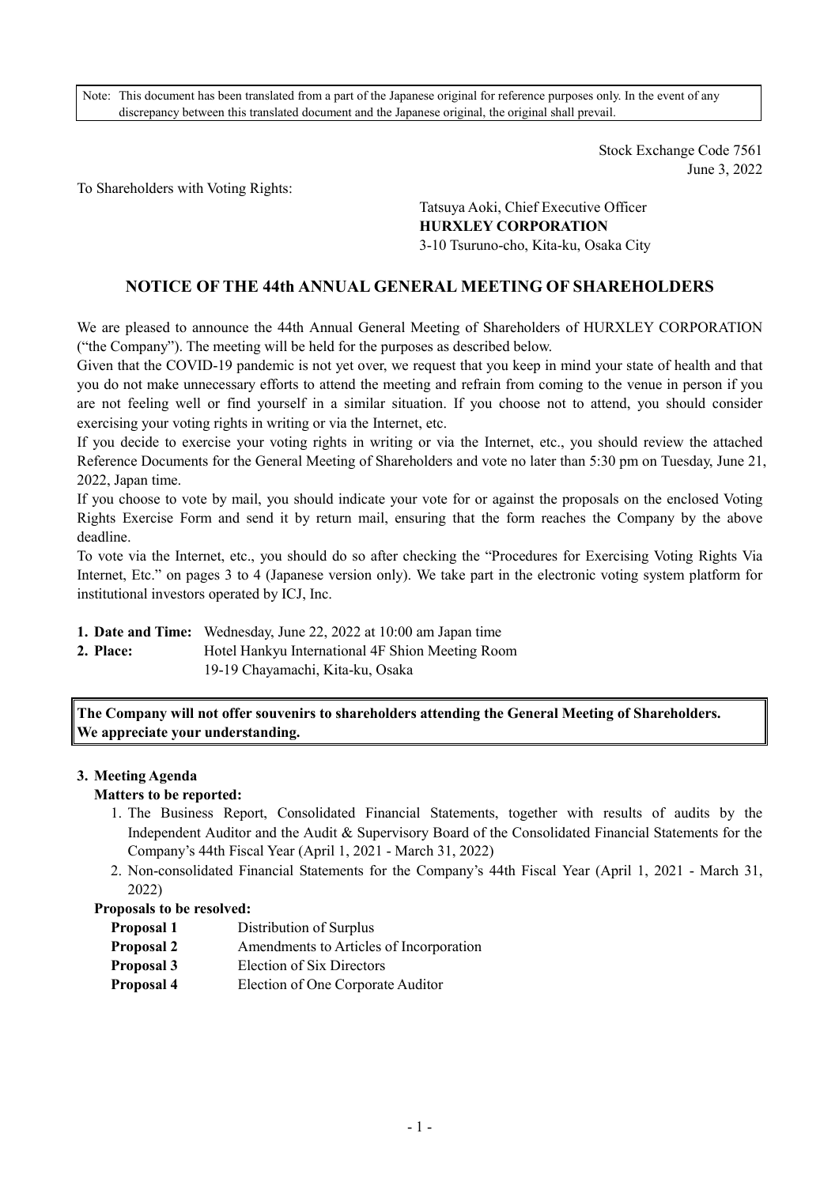Note: This document has been translated from a part of the Japanese original for reference purposes only. In the event of any discrepancy between this translated document and the Japanese original, the original shall prevail.

Stock Exchange Code 7561
June 3, 2022

To Shareholders with Voting Rights:

Tatsuya Aoki, Chief Executive Officer
**HURXLEY CORPORATION**
3-10 Tsuruno-cho, Kita-ku, Osaka City

# NOTICE OF THE 44th ANNUAL GENERAL MEETING OF SHAREHOLDERS

We are pleased to announce the 44th Annual General Meeting of Shareholders of HURXLEY CORPORATION ("the Company"). The meeting will be held for the purposes as described below.

Given that the COVID-19 pandemic is not yet over, we request that you keep in mind your state of health and that you do not make unnecessary efforts to attend the meeting and refrain from coming to the venue in person if you are not feeling well or find yourself in a similar situation. If you choose not to attend, you should consider exercising your voting rights in writing or via the Internet, etc.

If you decide to exercise your voting rights in writing or via the Internet, etc., you should review the attached Reference Documents for the General Meeting of Shareholders and vote no later than 5:30 pm on Tuesday, June 21, 2022, Japan time.

If you choose to vote by mail, you should indicate your vote for or against the proposals on the enclosed Voting Rights Exercise Form and send it by return mail, ensuring that the form reaches the Company by the above deadline.

To vote via the Internet, etc., you should do so after checking the "Procedures for Exercising Voting Rights Via Internet, Etc." on pages 3 to 4 (Japanese version only). We take part in the electronic voting system platform for institutional investors operated by ICJ, Inc.

**1. Date and Time:** Wednesday, June 22, 2022 at 10:00 am Japan time

**2. Place:** Hotel Hankyu International 4F Shion Meeting Room
19-19 Chayamachi, Kita-ku, Osaka

**The Company will not offer souvenirs to shareholders attending the General Meeting of Shareholders. We appreciate your understanding.**

**3. Meeting Agenda**

**Matters to be reported:**

1. The Business Report, Consolidated Financial Statements, together with results of audits by the Independent Auditor and the Audit & Supervisory Board of the Consolidated Financial Statements for the Company's 44th Fiscal Year (April 1, 2021 - March 31, 2022)
2. Non-consolidated Financial Statements for the Company's 44th Fiscal Year (April 1, 2021 - March 31, 2022)

**Proposals to be resolved:**

**Proposal 1** Distribution of Surplus
**Proposal 2** Amendments to Articles of Incorporation
**Proposal 3** Election of Six Directors
**Proposal 4** Election of One Corporate Auditor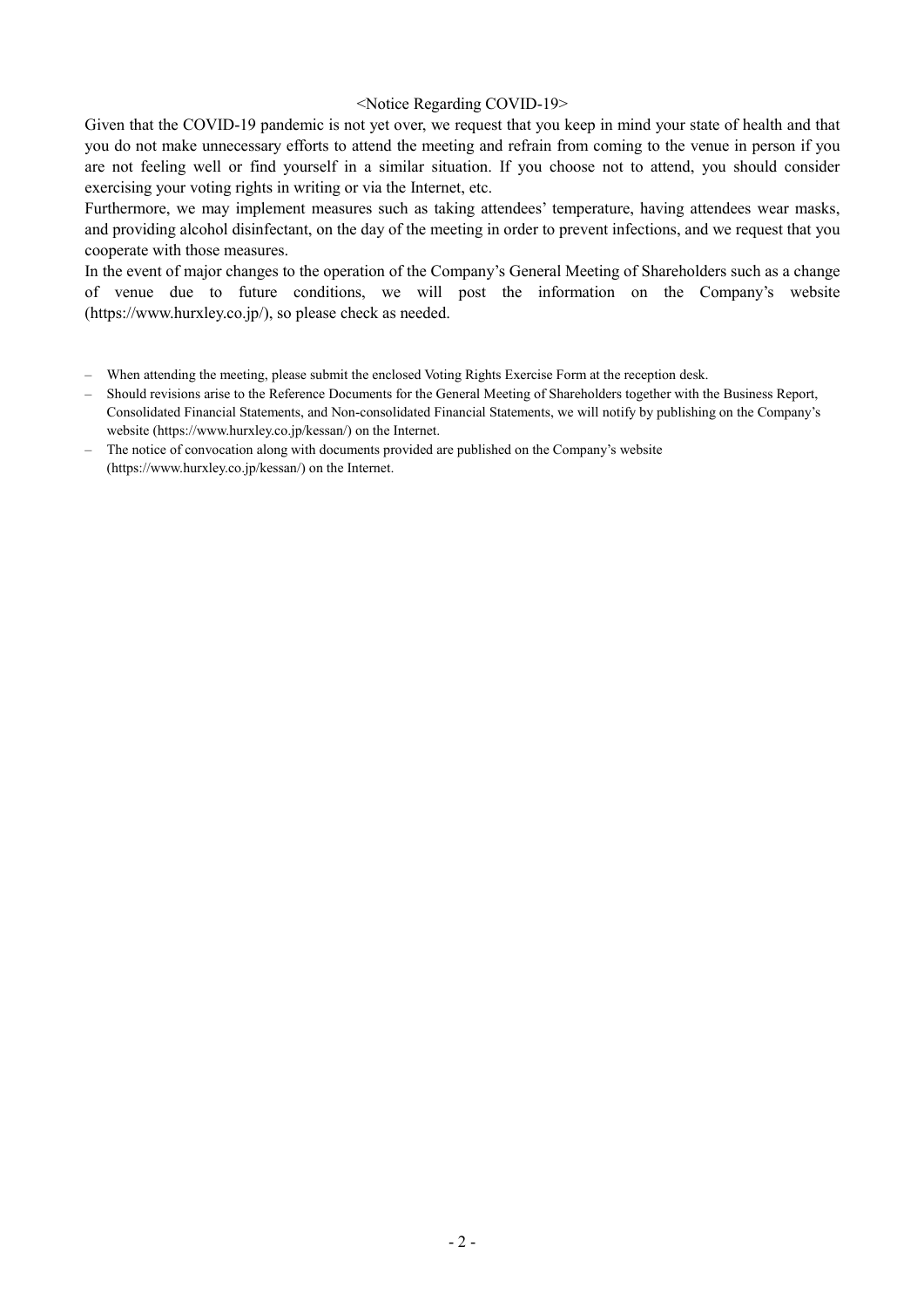<Notice Regarding COVID-19>

Given that the COVID-19 pandemic is not yet over, we request that you keep in mind your state of health and that you do not make unnecessary efforts to attend the meeting and refrain from coming to the venue in person if you are not feeling well or find yourself in a similar situation. If you choose not to attend, you should consider exercising your voting rights in writing or via the Internet, etc.

Furthermore, we may implement measures such as taking attendees' temperature, having attendees wear masks, and providing alcohol disinfectant, on the day of the meeting in order to prevent infections, and we request that you cooperate with those measures.

In the event of major changes to the operation of the Company's General Meeting of Shareholders such as a change of venue due to future conditions, we will post the information on the Company's website (https://www.hurxley.co.jp/), so please check as needed.

– When attending the meeting, please submit the enclosed Voting Rights Exercise Form at the reception desk.
– Should revisions arise to the Reference Documents for the General Meeting of Shareholders together with the Business Report, Consolidated Financial Statements, and Non-consolidated Financial Statements, we will notify by publishing on the Company's website (https://www.hurxley.co.jp/kessan/) on the Internet.
– The notice of convocation along with documents provided are published on the Company's website (https://www.hurxley.co.jp/kessan/) on the Internet.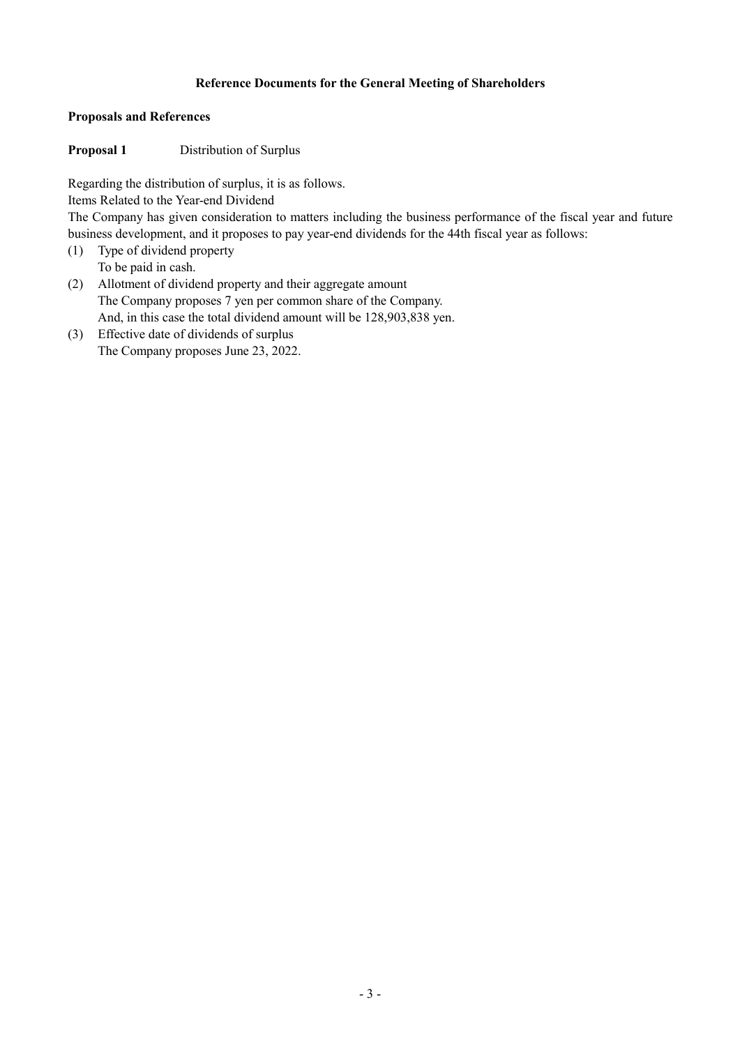# Reference Documents for the General Meeting of Shareholders

**Proposals and References**

**Proposal 1** Distribution of Surplus

Regarding the distribution of surplus, it is as follows.

Items Related to the Year-end Dividend

The Company has given consideration to matters including the business performance of the fiscal year and future business development, and it proposes to pay year-end dividends for the 44th fiscal year as follows:

(1) Type of dividend property
    To be paid in cash.
(2) Allotment of dividend property and their aggregate amount
    The Company proposes 7 yen per common share of the Company.
    And, in this case the total dividend amount will be 128,903,838 yen.
(3) Effective date of dividends of surplus
    The Company proposes June 23, 2022.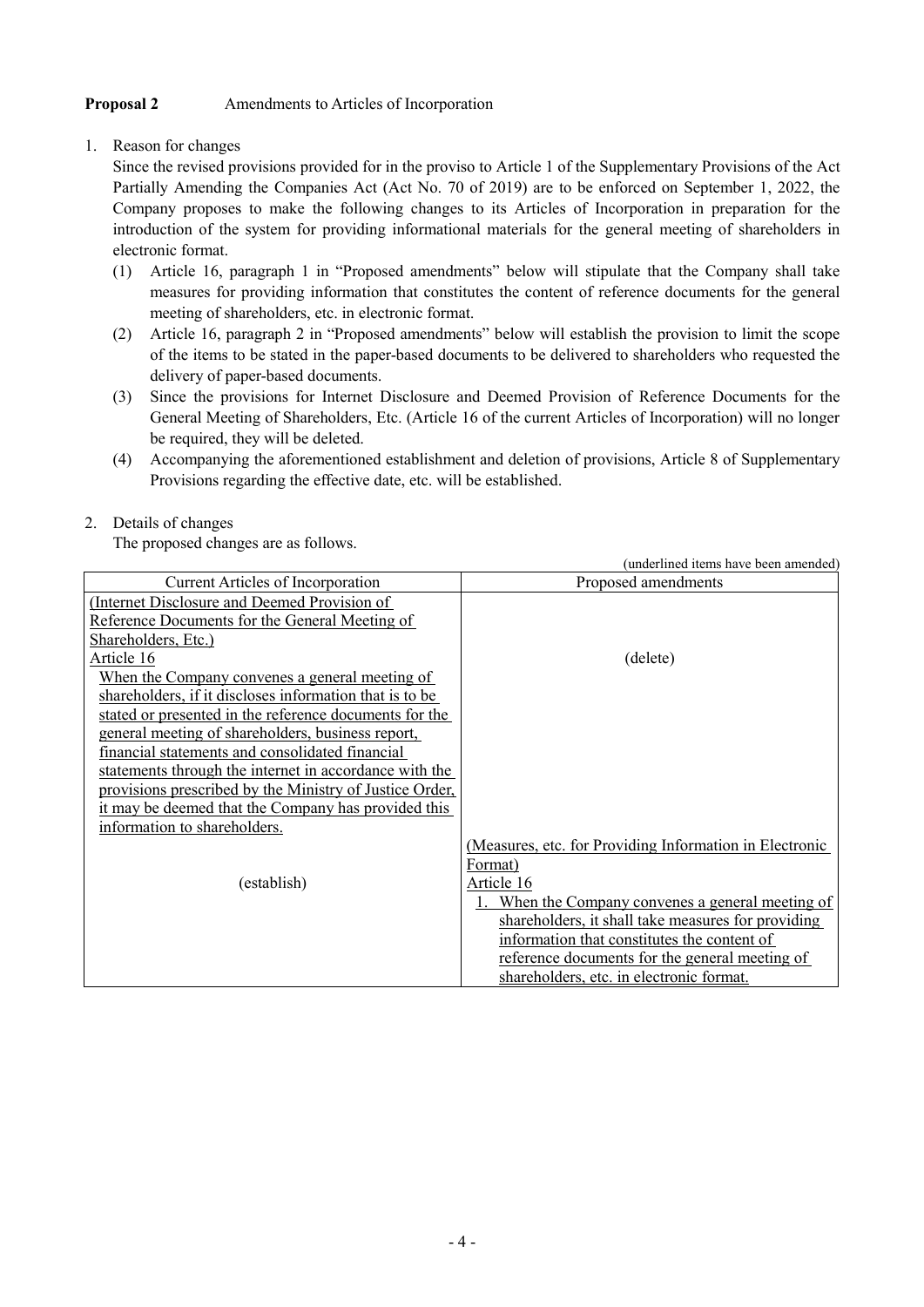**Proposal 2** Amendments to Articles of Incorporation

1. Reason for changes

   Since the revised provisions provided for in the proviso to Article 1 of the Supplementary Provisions of the Act Partially Amending the Companies Act (Act No. 70 of 2019) are to be enforced on September 1, 2022, the Company proposes to make the following changes to its Articles of Incorporation in preparation for the introduction of the system for providing informational materials for the general meeting of shareholders in electronic format.

   (1) Article 16, paragraph 1 in "Proposed amendments" below will stipulate that the Company shall take measures for providing information that constitutes the content of reference documents for the general meeting of shareholders, etc. in electronic format.

   (2) Article 16, paragraph 2 in "Proposed amendments" below will establish the provision to limit the scope of the items to be stated in the paper-based documents to be delivered to shareholders who requested the delivery of paper-based documents.

   (3) Since the provisions for Internet Disclosure and Deemed Provision of Reference Documents for the General Meeting of Shareholders, Etc. (Article 16 of the current Articles of Incorporation) will no longer be required, they will be deleted.

   (4) Accompanying the aforementioned establishment and deletion of provisions, Article 8 of Supplementary Provisions regarding the effective date, etc. will be established.

2. Details of changes

   The proposed changes are as follows.

(underlined items have been amended)

| Current Articles of Incorporation | Proposed amendments |
|---|---|
| (Internet Disclosure and Deemed Provision of Reference Documents for the General Meeting of Shareholders, Etc.)<br>Article 16<br>When the Company convenes a general meeting of shareholders, if it discloses information that is to be stated or presented in the reference documents for the general meeting of shareholders, business report, financial statements and consolidated financial statements through the internet in accordance with the provisions prescribed by the Ministry of Justice Order, it may be deemed that the Company has provided this information to shareholders. | (delete) |
| (establish) | (Measures, etc. for Providing Information in Electronic Format)<br>Article 16<br>1. When the Company convenes a general meeting of shareholders, it shall take measures for providing information that constitutes the content of reference documents for the general meeting of shareholders, etc. in electronic format. |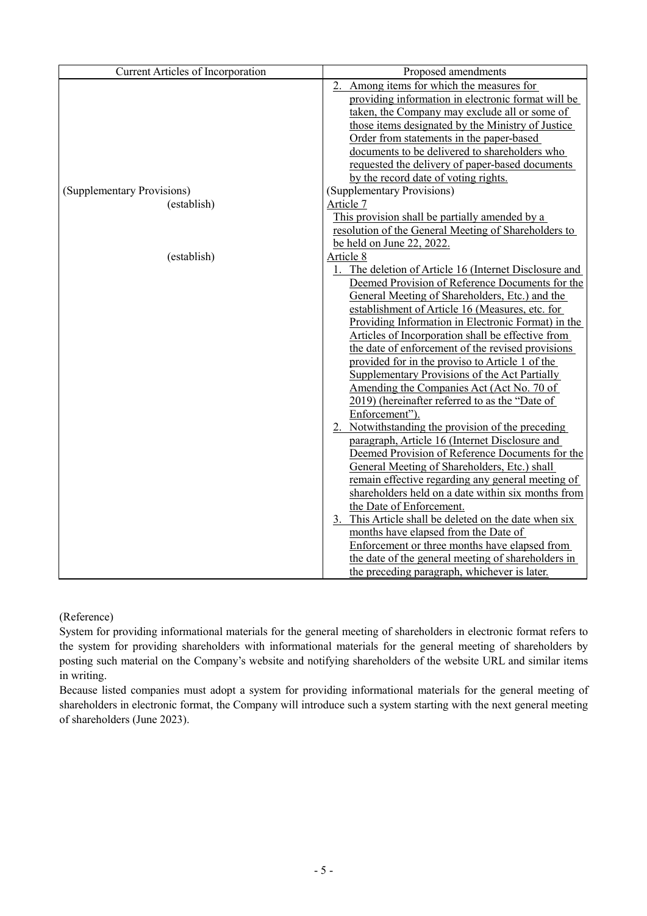| Current Articles of Incorporation | Proposed amendments |
|---|---|
| | 2. Among items for which the measures for providing information in electronic format will be taken, the Company may exclude all or some of those items designated by the Ministry of Justice Order from statements in the paper-based documents to be delivered to shareholders who requested the delivery of paper-based documents by the record date of voting rights. |
| (Supplementary Provisions) | (Supplementary Provisions) |
| (establish) | Article 7<br>This provision shall be partially amended by a resolution of the General Meeting of Shareholders to be held on June 22, 2022. |
| (establish) | Article 8<br>1. The deletion of Article 16 (Internet Disclosure and Deemed Provision of Reference Documents for the General Meeting of Shareholders, Etc.) and the establishment of Article 16 (Measures, etc. for Providing Information in Electronic Format) in the Articles of Incorporation shall be effective from the date of enforcement of the revised provisions provided for in the proviso to Article 1 of the Supplementary Provisions of the Act Partially Amending the Companies Act (Act No. 70 of 2019) (hereinafter referred to as the "Date of Enforcement").<br>2. Notwithstanding the provision of the preceding paragraph, Article 16 (Internet Disclosure and Deemed Provision of Reference Documents for the General Meeting of Shareholders, Etc.) shall remain effective regarding any general meeting of shareholders held on a date within six months from the Date of Enforcement.<br>3. This Article shall be deleted on the date when six months have elapsed from the Date of Enforcement or three months have elapsed from the date of the general meeting of shareholders in the preceding paragraph, whichever is later. |

(Reference)

System for providing informational materials for the general meeting of shareholders in electronic format refers to the system for providing shareholders with informational materials for the general meeting of shareholders by posting such material on the Company's website and notifying shareholders of the website URL and similar items in writing.

Because listed companies must adopt a system for providing informational materials for the general meeting of shareholders in electronic format, the Company will introduce such a system starting with the next general meeting of shareholders (June 2023).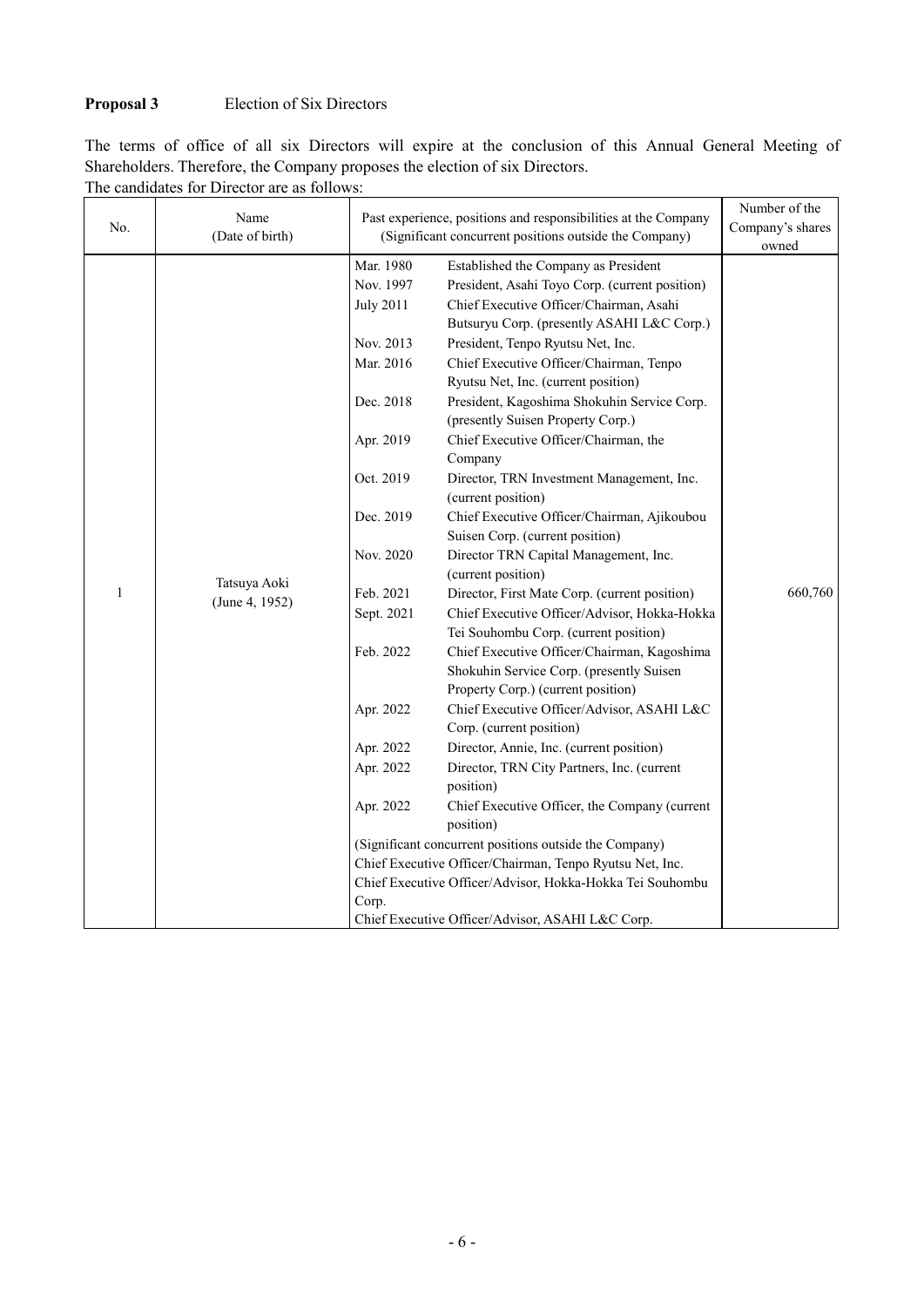**Proposal 3** Election of Six Directors

The terms of office of all six Directors will expire at the conclusion of this Annual General Meeting of Shareholders. Therefore, the Company proposes the election of six Directors.

The candidates for Director are as follows:

| No. | Name (Date of birth) | Past experience, positions and responsibilities at the Company (Significant concurrent positions outside the Company) | Number of the Company's shares owned |
|---|---|---|---|
| 1 | Tatsuya Aoki (June 4, 1952) | Mar. 1980 Established the Company as President<br>Nov. 1997 President, Asahi Toyo Corp. (current position)<br>July 2011 Chief Executive Officer/Chairman, Asahi Butsuryu Corp. (presently ASAHI L&C Corp.)<br>Nov. 2013 President, Tenpo Ryutsu Net, Inc.<br>Mar. 2016 Chief Executive Officer/Chairman, Tenpo Ryutsu Net, Inc. (current position)<br>Dec. 2018 President, Kagoshima Shokuhin Service Corp. (presently Suisen Property Corp.)<br>Apr. 2019 Chief Executive Officer/Chairman, the Company<br>Oct. 2019 Director, TRN Investment Management, Inc. (current position)<br>Dec. 2019 Chief Executive Officer/Chairman, Ajikoubou Suisen Corp. (current position)<br>Nov. 2020 Director TRN Capital Management, Inc. (current position)<br>Feb. 2021 Director, First Mate Corp. (current position)<br>Sept. 2021 Chief Executive Officer/Advisor, Hokka-Hokka Tei Souhombu Corp. (current position)<br>Feb. 2022 Chief Executive Officer/Chairman, Kagoshima Shokuhin Service Corp. (presently Suisen Property Corp.) (current position)<br>Apr. 2022 Chief Executive Officer/Advisor, ASAHI L&C Corp. (current position)<br>Apr. 2022 Director, Annie, Inc. (current position)<br>Apr. 2022 Director, TRN City Partners, Inc. (current position)<br>Apr. 2022 Chief Executive Officer, the Company (current position)<br>(Significant concurrent positions outside the Company)<br>Chief Executive Officer/Chairman, Tenpo Ryutsu Net, Inc.<br>Chief Executive Officer/Advisor, Hokka-Hokka Tei Souhombu Corp.<br>Chief Executive Officer/Advisor, ASAHI L&C Corp. | 660,760 |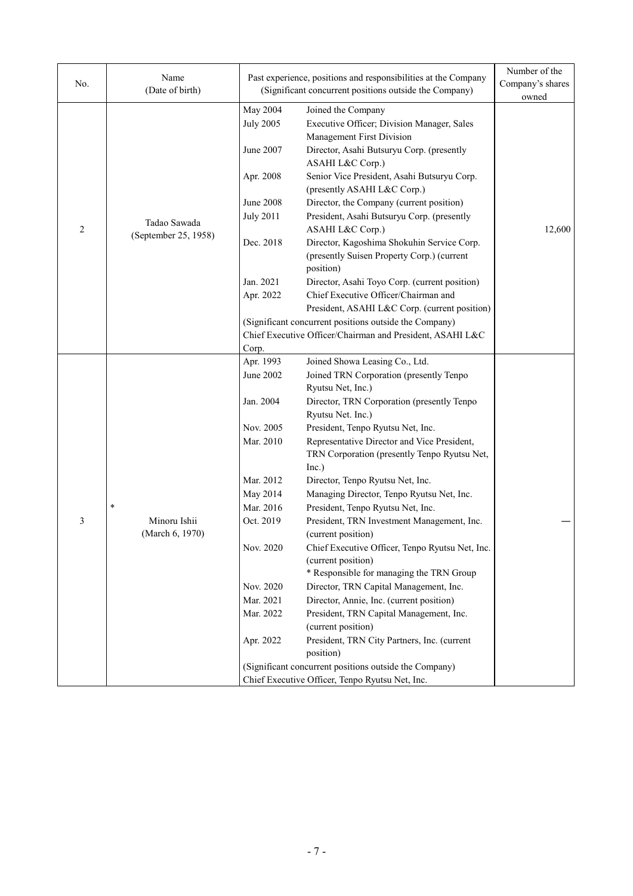| No. | Name (Date of birth) | Past experience, positions and responsibilities at the Company (Significant concurrent positions outside the Company) | Number of the Company's shares owned |
|---|---|---|---|
| 2 | Tadao Sawada (September 25, 1958) | May 2004 Joined the Company<br>July 2005 Executive Officer; Division Manager, Sales Management First Division<br>June 2007 Director, Asahi Butsuryu Corp. (presently ASAHI L&C Corp.)<br>Apr. 2008 Senior Vice President, Asahi Butsuryu Corp. (presently ASAHI L&C Corp.)<br>June 2008 Director, the Company (current position)<br>July 2011 President, Asahi Butsuryu Corp. (presently ASAHI L&C Corp.)<br>Dec. 2018 Director, Kagoshima Shokuhin Service Corp. (presently Suisen Property Corp.) (current position)<br>Jan. 2021 Director, Asahi Toyo Corp. (current position)<br>Apr. 2022 Chief Executive Officer/Chairman and President, ASAHI L&C Corp. (current position)<br>(Significant concurrent positions outside the Company)<br>Chief Executive Officer/Chairman and President, ASAHI L&C Corp. | 12,600 |
| 3 | * Minoru Ishii (March 6, 1970) | Apr. 1993 Joined Showa Leasing Co., Ltd.<br>June 2002 Joined TRN Corporation (presently Tenpo Ryutsu Net, Inc.)<br>Jan. 2004 Director, TRN Corporation (presently Tenpo Ryutsu Net. Inc.)<br>Nov. 2005 President, Tenpo Ryutsu Net, Inc.<br>Mar. 2010 Representative Director and Vice President, TRN Corporation (presently Tenpo Ryutsu Net, Inc.)<br>Mar. 2012 Director, Tenpo Ryutsu Net, Inc.<br>May 2014 Managing Director, Tenpo Ryutsu Net, Inc.<br>Mar. 2016 President, Tenpo Ryutsu Net, Inc.<br>Oct. 2019 President, TRN Investment Management, Inc. (current position)<br>Nov. 2020 Chief Executive Officer, Tenpo Ryutsu Net, Inc. (current position)<br>* Responsible for managing the TRN Group<br>Nov. 2020 Director, TRN Capital Management, Inc.<br>Mar. 2021 Director, Annie, Inc. (current position)<br>Mar. 2022 President, TRN Capital Management, Inc. (current position)<br>Apr. 2022 President, TRN City Partners, Inc. (current position)<br>(Significant concurrent positions outside the Company)<br>Chief Executive Officer, Tenpo Ryutsu Net, Inc. | — |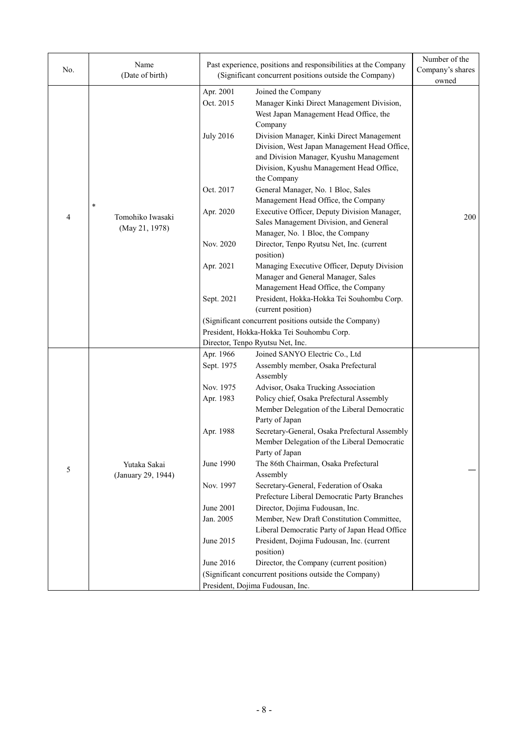| No. | Name (Date of birth) | Past experience, positions and responsibilities at the Company (Significant concurrent positions outside the Company) | Number of the Company's shares owned |
|---|---|---|---|
| 4 | * Tomohiko Iwasaki (May 21, 1978) | Apr. 2001 Joined the Company<br>Oct. 2015 Manager Kinki Direct Management Division, West Japan Management Head Office, the Company<br>July 2016 Division Manager, Kinki Direct Management Division, West Japan Management Head Office, and Division Manager, Kyushu Management Division, Kyushu Management Head Office, the Company<br>Oct. 2017 General Manager, No. 1 Bloc, Sales Management Head Office, the Company<br>Apr. 2020 Executive Officer, Deputy Division Manager, Sales Management Division, and General Manager, No. 1 Bloc, the Company<br>Nov. 2020 Director, Tenpo Ryutsu Net, Inc. (current position)<br>Apr. 2021 Managing Executive Officer, Deputy Division Manager and General Manager, Sales Management Head Office, the Company<br>Sept. 2021 President, Hokka-Hokka Tei Souhombu Corp. (current position)<br>(Significant concurrent positions outside the Company)<br>President, Hokka-Hokka Tei Souhombu Corp.<br>Director, Tenpo Ryutsu Net, Inc. | 200 |
| 5 | Yutaka Sakai (January 29, 1944) | Apr. 1966 Joined SANYO Electric Co., Ltd<br>Sept. 1975 Assembly member, Osaka Prefectural Assembly<br>Nov. 1975 Advisor, Osaka Trucking Association<br>Apr. 1983 Policy chief, Osaka Prefectural Assembly Member Delegation of the Liberal Democratic Party of Japan<br>Apr. 1988 Secretary-General, Osaka Prefectural Assembly Member Delegation of the Liberal Democratic Party of Japan<br>June 1990 The 86th Chairman, Osaka Prefectural Assembly<br>Nov. 1997 Secretary-General, Federation of Osaka Prefecture Liberal Democratic Party Branches<br>June 2001 Director, Dojima Fudousan, Inc.<br>Jan. 2005 Member, New Draft Constitution Committee, Liberal Democratic Party of Japan Head Office<br>June 2015 President, Dojima Fudousan, Inc. (current position)<br>June 2016 Director, the Company (current position)<br>(Significant concurrent positions outside the Company)<br>President, Dojima Fudousan, Inc. | — |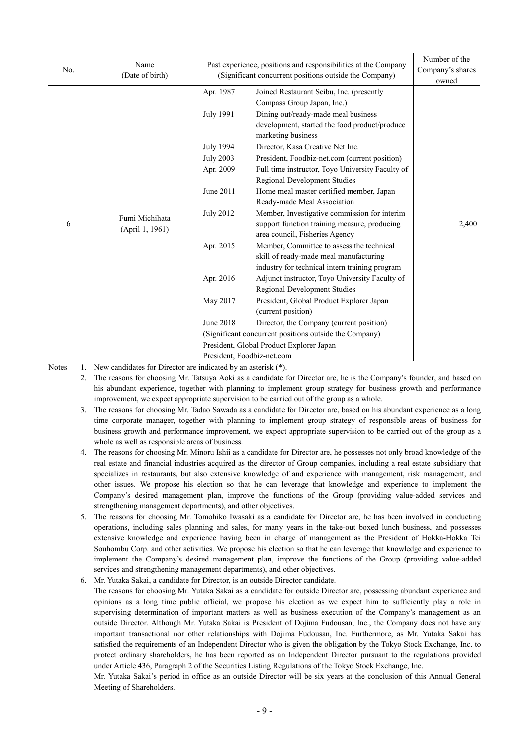| No. | Name (Date of birth) | Past experience, positions and responsibilities at the Company (Significant concurrent positions outside the Company) | Number of the Company's shares owned |
|---|---|---|---|
| 6 | Fumi Michihata (April 1, 1961) | Apr. 1987 Joined Restaurant Seibu, Inc. (presently Compass Group Japan, Inc.)<br>July 1991 Dining out/ready-made meal business development, started the food product/produce marketing business<br>July 1994 Director, Kasa Creative Net Inc.<br>July 2003 President, Foodbiz-net.com (current position)<br>Apr. 2009 Full time instructor, Toyo University Faculty of Regional Development Studies<br>June 2011 Home meal master certified member, Japan Ready-made Meal Association<br>July 2012 Member, Investigative commission for interim support function training measure, producing area council, Fisheries Agency<br>Apr. 2015 Member, Committee to assess the technical skill of ready-made meal manufacturing industry for technical intern training program<br>Apr. 2016 Adjunct instructor, Toyo University Faculty of Regional Development Studies<br>May 2017 President, Global Product Explorer Japan (current position)<br>June 2018 Director, the Company (current position)<br>(Significant concurrent positions outside the Company)<br>President, Global Product Explorer Japan<br>President, Foodbiz-net.com | 2,400 |

Notes
1. New candidates for Director are indicated by an asterisk (*).
2. The reasons for choosing Mr. Tatsuya Aoki as a candidate for Director are, he is the Company's founder, and based on his abundant experience, together with planning to implement group strategy for business growth and performance improvement, we expect appropriate supervision to be carried out of the group as a whole.
3. The reasons for choosing Mr. Tadao Sawada as a candidate for Director are, based on his abundant experience as a long time corporate manager, together with planning to implement group strategy of responsible areas of business for business growth and performance improvement, we expect appropriate supervision to be carried out of the group as a whole as well as responsible areas of business.
4. The reasons for choosing Mr. Minoru Ishii as a candidate for Director are, he possesses not only broad knowledge of the real estate and financial industries acquired as the director of Group companies, including a real estate subsidiary that specializes in restaurants, but also extensive knowledge of and experience with management, risk management, and other issues. We propose his election so that he can leverage that knowledge and experience to implement the Company's desired management plan, improve the functions of the Group (providing value-added services and strengthening management departments), and other objectives.
5. The reasons for choosing Mr. Tomohiko Iwasaki as a candidate for Director are, he has been involved in conducting operations, including sales planning and sales, for many years in the take-out boxed lunch business, and possesses extensive knowledge and experience having been in charge of management as the President of Hokka-Hokka Tei Souhombu Corp. and other activities. We propose his election so that he can leverage that knowledge and experience to implement the Company's desired management plan, improve the functions of the Group (providing value-added services and strengthening management departments), and other objectives.
6. Mr. Yutaka Sakai, a candidate for Director, is an outside Director candidate.
   The reasons for choosing Mr. Yutaka Sakai as a candidate for outside Director are, possessing abundant experience and opinions as a long time public official, we propose his election as we expect him to sufficiently play a role in supervising determination of important matters as well as business execution of the Company's management as an outside Director. Although Mr. Yutaka Sakai is President of Dojima Fudousan, Inc., the Company does not have any important transactional nor other relationships with Dojima Fudousan, Inc. Furthermore, as Mr. Yutaka Sakai has satisfied the requirements of an Independent Director who is given the obligation by the Tokyo Stock Exchange, Inc. to protect ordinary shareholders, he has been reported as an Independent Director pursuant to the regulations provided under Article 436, Paragraph 2 of the Securities Listing Regulations of the Tokyo Stock Exchange, Inc.
   Mr. Yutaka Sakai's period in office as an outside Director will be six years at the conclusion of this Annual General Meeting of Shareholders.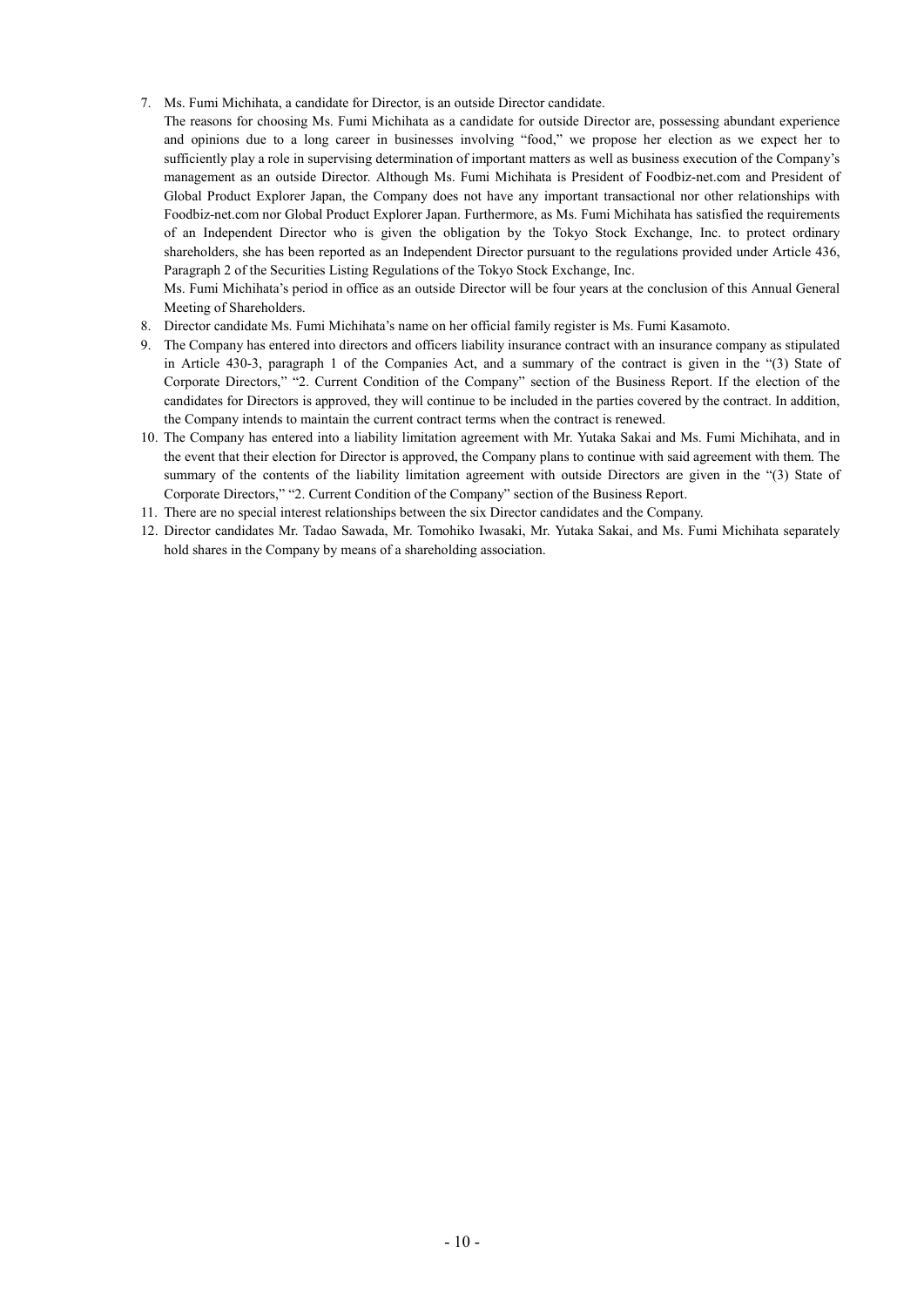7. Ms. Fumi Michihata, a candidate for Director, is an outside Director candidate.
   The reasons for choosing Ms. Fumi Michihata as a candidate for outside Director are, possessing abundant experience and opinions due to a long career in businesses involving "food," we propose her election as we expect her to sufficiently play a role in supervising determination of important matters as well as business execution of the Company's management as an outside Director. Although Ms. Fumi Michihata is President of Foodbiz-net.com and President of Global Product Explorer Japan, the Company does not have any important transactional nor other relationships with Foodbiz-net.com nor Global Product Explorer Japan. Furthermore, as Ms. Fumi Michihata has satisfied the requirements of an Independent Director who is given the obligation by the Tokyo Stock Exchange, Inc. to protect ordinary shareholders, she has been reported as an Independent Director pursuant to the regulations provided under Article 436, Paragraph 2 of the Securities Listing Regulations of the Tokyo Stock Exchange, Inc.
   Ms. Fumi Michihata's period in office as an outside Director will be four years at the conclusion of this Annual General Meeting of Shareholders.
8. Director candidate Ms. Fumi Michihata's name on her official family register is Ms. Fumi Kasamoto.
9. The Company has entered into directors and officers liability insurance contract with an insurance company as stipulated in Article 430-3, paragraph 1 of the Companies Act, and a summary of the contract is given in the "(3) State of Corporate Directors," "2. Current Condition of the Company" section of the Business Report. If the election of the candidates for Directors is approved, they will continue to be included in the parties covered by the contract. In addition, the Company intends to maintain the current contract terms when the contract is renewed.
10. The Company has entered into a liability limitation agreement with Mr. Yutaka Sakai and Ms. Fumi Michihata, and in the event that their election for Director is approved, the Company plans to continue with said agreement with them. The summary of the contents of the liability limitation agreement with outside Directors are given in the "(3) State of Corporate Directors," "2. Current Condition of the Company" section of the Business Report.
11. There are no special interest relationships between the six Director candidates and the Company.
12. Director candidates Mr. Tadao Sawada, Mr. Tomohiko Iwasaki, Mr. Yutaka Sakai, and Ms. Fumi Michihata separately hold shares in the Company by means of a shareholding association.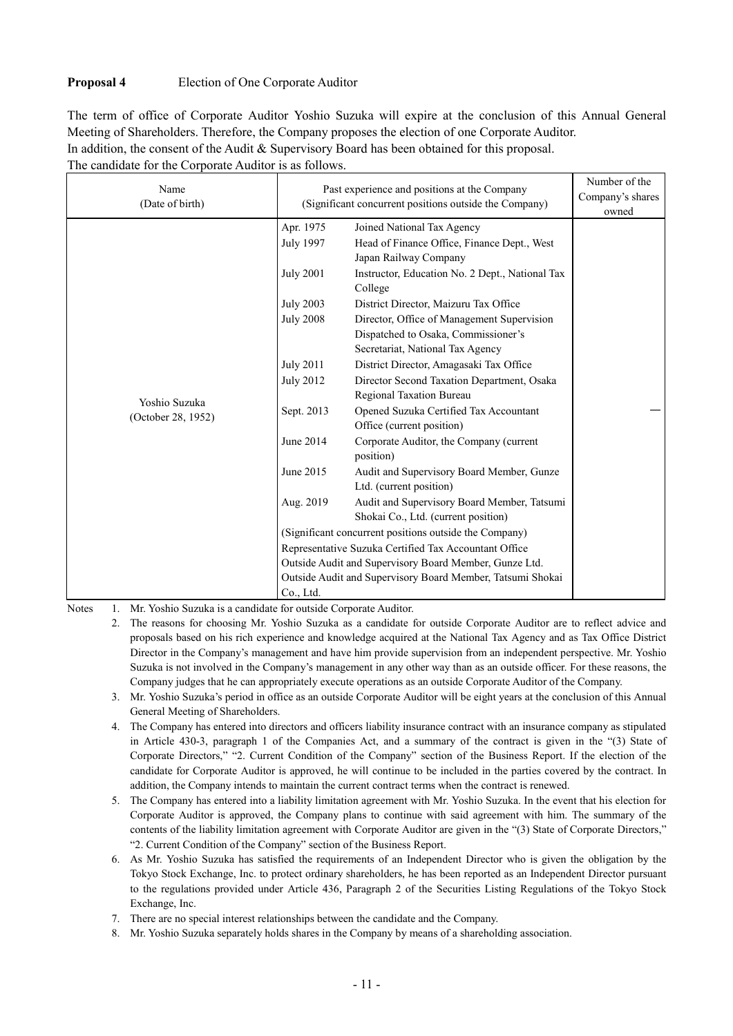**Proposal 4** Election of One Corporate Auditor

The term of office of Corporate Auditor Yoshio Suzuka will expire at the conclusion of this Annual General Meeting of Shareholders. Therefore, the Company proposes the election of one Corporate Auditor.
In addition, the consent of the Audit & Supervisory Board has been obtained for this proposal.
The candidate for the Corporate Auditor is as follows.

| Name (Date of birth) | Past experience and positions at the Company (Significant concurrent positions outside the Company) | Number of the Company's shares owned |
|---|---|---|
| Yoshio Suzuka (October 28, 1952) | Apr. 1975 Joined National Tax Agency<br>July 1997 Head of Finance Office, Finance Dept., West Japan Railway Company<br>July 2001 Instructor, Education No. 2 Dept., National Tax College<br>July 2003 District Director, Maizuru Tax Office<br>July 2008 Director, Office of Management Supervision Dispatched to Osaka, Commissioner's Secretariat, National Tax Agency<br>July 2011 District Director, Amagasaki Tax Office<br>July 2012 Director Second Taxation Department, Osaka Regional Taxation Bureau<br>Sept. 2013 Opened Suzuka Certified Tax Accountant Office (current position)<br>June 2014 Corporate Auditor, the Company (current position)<br>June 2015 Audit and Supervisory Board Member, Gunze Ltd. (current position)<br>Aug. 2019 Audit and Supervisory Board Member, Tatsumi Shokai Co., Ltd. (current position)<br>(Significant concurrent positions outside the Company)<br>Representative Suzuka Certified Tax Accountant Office<br>Outside Audit and Supervisory Board Member, Gunze Ltd.<br>Outside Audit and Supervisory Board Member, Tatsumi Shokai Co., Ltd. | — |

Notes

1. Mr. Yoshio Suzuka is a candidate for outside Corporate Auditor.
2. The reasons for choosing Mr. Yoshio Suzuka as a candidate for outside Corporate Auditor are to reflect advice and proposals based on his rich experience and knowledge acquired at the National Tax Agency and as Tax Office District Director in the Company's management and have him provide supervision from an independent perspective. Mr. Yoshio Suzuka is not involved in the Company's management in any other way than as an outside officer. For these reasons, the Company judges that he can appropriately execute operations as an outside Corporate Auditor of the Company.
3. Mr. Yoshio Suzuka's period in office as an outside Corporate Auditor will be eight years at the conclusion of this Annual General Meeting of Shareholders.
4. The Company has entered into directors and officers liability insurance contract with an insurance company as stipulated in Article 430-3, paragraph 1 of the Companies Act, and a summary of the contract is given in the "(3) State of Corporate Directors," "2. Current Condition of the Company" section of the Business Report. If the election of the candidate for Corporate Auditor is approved, he will continue to be included in the parties covered by the contract. In addition, the Company intends to maintain the current contract terms when the contract is renewed.
5. The Company has entered into a liability limitation agreement with Mr. Yoshio Suzuka. In the event that his election for Corporate Auditor is approved, the Company plans to continue with said agreement with him. The summary of the contents of the liability limitation agreement with Corporate Auditor are given in the "(3) State of Corporate Directors," "2. Current Condition of the Company" section of the Business Report.
6. As Mr. Yoshio Suzuka has satisfied the requirements of an Independent Director who is given the obligation by the Tokyo Stock Exchange, Inc. to protect ordinary shareholders, he has been reported as an Independent Director pursuant to the regulations provided under Article 436, Paragraph 2 of the Securities Listing Regulations of the Tokyo Stock Exchange, Inc.
7. There are no special interest relationships between the candidate and the Company.
8. Mr. Yoshio Suzuka separately holds shares in the Company by means of a shareholding association.